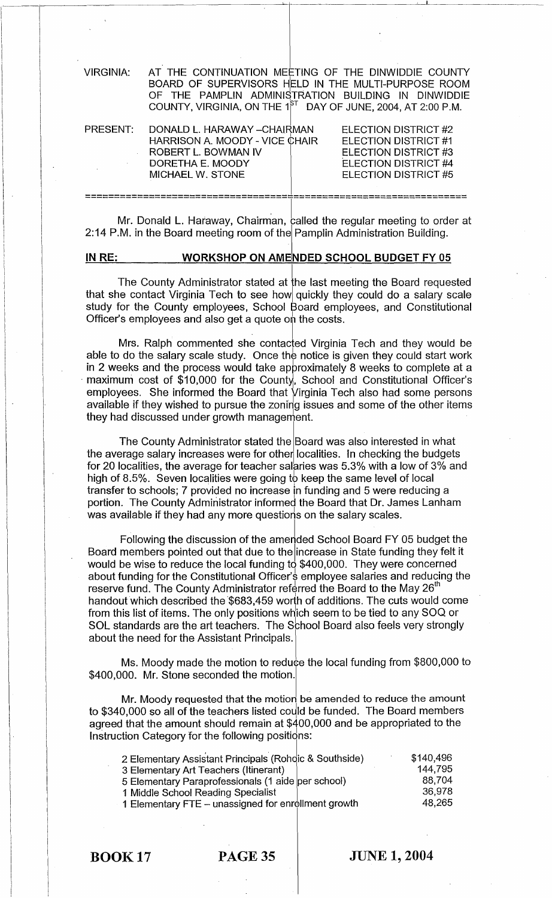VIRGINIA: AT THE CONTINUATION MEETING OF THE DINWIDDIE COUNTY BOARD OF SUPERVISORS HELD IN THE MULTI-PURPOSE ROOM OF THE PAMPLIN ADMINISTRATION BUILDING IN DINWIDDIE COUNTY, VIRGINIA, ON THE 1ST DAY OF JUNE, 2004, AT 2:00 P.M.

| PRESENT: | | |
|---|---|---|
| | DONALD L. HARAWAY – CHAIRMAN | ELECTION DISTRICT #2 |
| | HARRISON A. MOODY - VICE CHAIR | ELECTION DISTRICT #1 |
| | ROBERT L. BOWMAN IV | ELECTION DISTRICT #3 |
| | DORETHA E. MOODY | ELECTION DISTRICT #4 |
| | MICHAEL W. STONE | ELECTION DISTRICT #5 |

Mr. Donald L. Haraway, Chairman, called the regular meeting to order at 2:14 P.M. in the Board meeting room of the Pamplin Administration Building.

**IN RE: WORKSHOP ON AMENDED SCHOOL BUDGET FY 05**

The County Administrator stated at the last meeting the Board requested that she contact Virginia Tech to see how quickly they could do a salary scale study for the County employees, School Board employees, and Constitutional Officer's employees and also get a quote on the costs.

Mrs. Ralph commented she contacted Virginia Tech and they would be able to do the salary scale study. Once the notice is given they could start work in 2 weeks and the process would take approximately 8 weeks to complete at a maximum cost of $10,000 for the County, School and Constitutional Officer's employees. She informed the Board that Virginia Tech also had some persons available if they wished to pursue the zoning issues and some of the other items they had discussed under growth management.

The County Administrator stated the Board was also interested in what the average salary increases were for other localities. In checking the budgets for 20 localities, the average for teacher salaries was 5.3% with a low of 3% and high of 8.5%. Seven localities were going to keep the same level of local transfer to schools; 7 provided no increase in funding and 5 were reducing a portion. The County Administrator informed the Board that Dr. James Lanham was available if they had any more questions on the salary scales.

Following the discussion of the amended School Board FY 05 budget the Board members pointed out that due to the increase in State funding they felt it would be wise to reduce the local funding to $400,000. They were concerned about funding for the Constitutional Officer's employee salaries and reducing the reserve fund. The County Administrator referred the Board to the May 26th handout which described the $683,459 worth of additions. The cuts would come from this list of items. The only positions which seem to be tied to any SOQ or SOL standards are the art teachers. The School Board also feels very strongly about the need for the Assistant Principals.

Ms. Moody made the motion to reduce the local funding from $800,000 to $400,000. Mr. Stone seconded the motion.

Mr. Moody requested that the motion be amended to reduce the amount to $340,000 so all of the teachers listed could be funded. The Board members agreed that the amount should remain at $400,000 and be appropriated to the Instruction Category for the following positions:

| | |
|---|---|
| 2 Elementary Assistant Principals (Rohoic & Southside) | $140,496 |
| 3 Elementary Art Teachers (Itinerant) | 144,795 |
| 5 Elementary Paraprofessionals (1 aide per school) | 88,704 |
| 1 Middle School Reading Specialist | 36,978 |
| 1 Elementary FTE – unassigned for enrollment growth | 48,265 |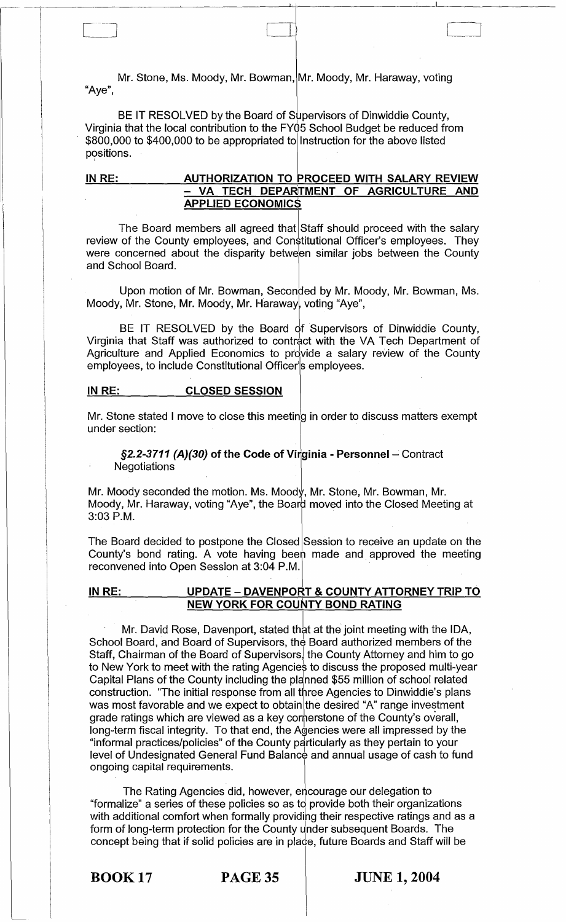Mr. Stone, Ms. Moody, Mr. Bowman, Mr. Moody, Mr. Haraway, voting "Aye",

BE IT RESOLVED by the Board of Supervisors of Dinwiddie County, Virginia that the local contribution to the FY05 School Budget be reduced from $800,000 to $400,000 to be appropriated to Instruction for the above listed positions.

**IN RE: AUTHORIZATION TO PROCEED WITH SALARY REVIEW – VA TECH DEPARTMENT OF AGRICULTURE AND APPLIED ECONOMICS**

The Board members all agreed that Staff should proceed with the salary review of the County employees, and Constitutional Officer's employees. They were concerned about the disparity between similar jobs between the County and School Board.

Upon motion of Mr. Bowman, Seconded by Mr. Moody, Mr. Bowman, Ms. Moody, Mr. Stone, Mr. Moody, Mr. Haraway, voting "Aye",

BE IT RESOLVED by the Board of Supervisors of Dinwiddie County, Virginia that Staff was authorized to contract with the VA Tech Department of Agriculture and Applied Economics to provide a salary review of the County employees, to include Constitutional Officer's employees.

**IN RE: CLOSED SESSION**

Mr. Stone stated I move to close this meeting in order to discuss matters exempt under section:

***§2.2-3711 (A)(30)* of the Code of Virginia - Personnel** – Contract Negotiations

Mr. Moody seconded the motion. Ms. Moody, Mr. Stone, Mr. Bowman, Mr. Moody, Mr. Haraway, voting "Aye", the Board moved into the Closed Meeting at 3:03 P.M.

The Board decided to postpone the Closed Session to receive an update on the County's bond rating. A vote having been made and approved the meeting reconvened into Open Session at 3:04 P.M.

**IN RE: UPDATE – DAVENPORT & COUNTY ATTORNEY TRIP TO NEW YORK FOR COUNTY BOND RATING**

Mr. David Rose, Davenport, stated that at the joint meeting with the IDA, School Board, and Board of Supervisors, the Board authorized members of the Staff, Chairman of the Board of Supervisors, the County Attorney and him to go to New York to meet with the rating Agencies to discuss the proposed multi-year Capital Plans of the County including the planned $55 million of school related construction. "The initial response from all three Agencies to Dinwiddie's plans was most favorable and we expect to obtain the desired "A" range investment grade ratings which are viewed as a key cornerstone of the County's overall, long-term fiscal integrity. To that end, the Agencies were all impressed by the "informal practices/policies" of the County particularly as they pertain to your level of Undesignated General Fund Balance and annual usage of cash to fund ongoing capital requirements.

The Rating Agencies did, however, encourage our delegation to "formalize" a series of these policies so as to provide both their organizations with additional comfort when formally providing their respective ratings and as a form of long-term protection for the County under subsequent Boards. The concept being that if solid policies are in place, future Boards and Staff will be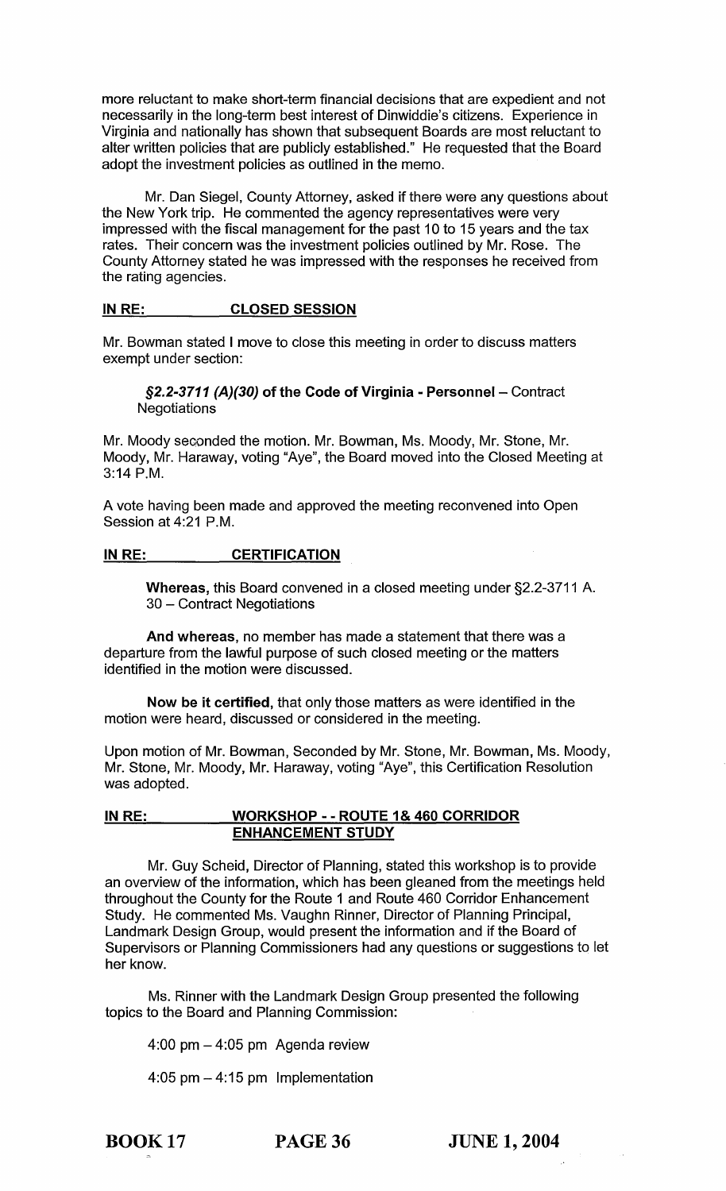more reluctant to make short-term financial decisions that are expedient and not necessarily in the long-term best interest of Dinwiddie's citizens. Experience in Virginia and nationally has shown that subsequent Boards are most reluctant to alter written policies that are publicly established." He requested that the Board adopt the investment policies as outlined in the memo.

Mr. Dan Siegel, County Attorney, asked if there were any questions about the New York trip. He commented the agency representatives were very impressed with the fiscal management for the past 10 to 15 years and the tax rates. Their concern was the investment policies outlined by Mr. Rose. The County Attorney stated he was impressed with the responses he received from the rating agencies.

**IN RE: CLOSED SESSION**

Mr. Bowman stated I move to close this meeting in order to discuss matters exempt under section:

> ***§2.2-3711 (A)(30)* of the Code of Virginia - Personnel** – Contract Negotiations

Mr. Moody seconded the motion. Mr. Bowman, Ms. Moody, Mr. Stone, Mr. Moody, Mr. Haraway, voting "Aye", the Board moved into the Closed Meeting at 3:14 P.M.

A vote having been made and approved the meeting reconvened into Open Session at 4:21 P.M.

**IN RE: CERTIFICATION**

**Whereas,** this Board convened in a closed meeting under §2.2-3711 A. 30 – Contract Negotiations

**And whereas,** no member has made a statement that there was a departure from the lawful purpose of such closed meeting or the matters identified in the motion were discussed.

**Now be it certified,** that only those matters as were identified in the motion were heard, discussed or considered in the meeting.

Upon motion of Mr. Bowman, Seconded by Mr. Stone, Mr. Bowman, Ms. Moody, Mr. Stone, Mr. Moody, Mr. Haraway, voting "Aye", this Certification Resolution was adopted.

**IN RE: WORKSHOP - - ROUTE 1& 460 CORRIDOR ENHANCEMENT STUDY**

Mr. Guy Scheid, Director of Planning, stated this workshop is to provide an overview of the information, which has been gleaned from the meetings held throughout the County for the Route 1 and Route 460 Corridor Enhancement Study. He commented Ms. Vaughn Rinner, Director of Planning Principal, Landmark Design Group, would present the information and if the Board of Supervisors or Planning Commissioners had any questions or suggestions to let her know.

Ms. Rinner with the Landmark Design Group presented the following topics to the Board and Planning Commission:

4:00 pm – 4:05 pm Agenda review

4:05 pm – 4:15 pm Implementation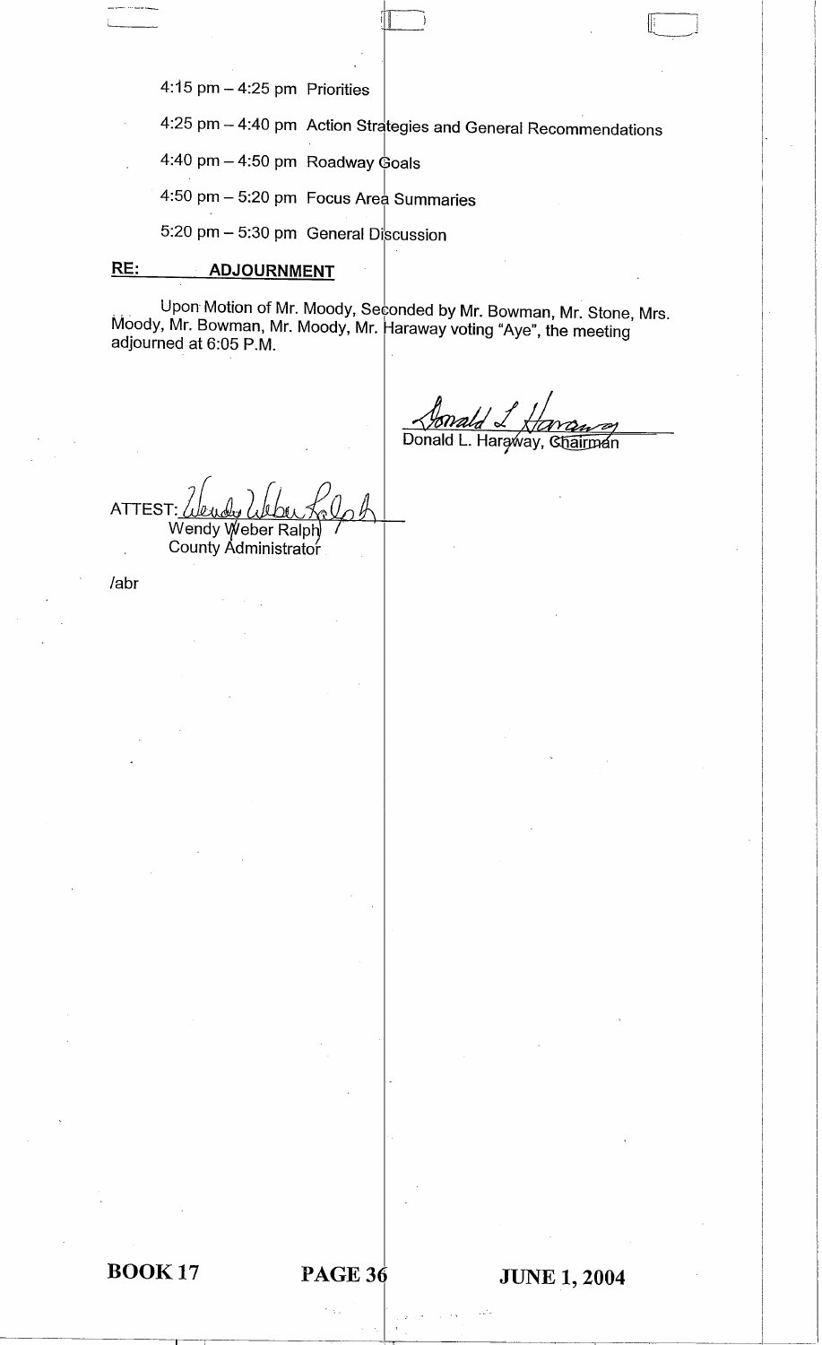4:15 pm – 4:25 pm Priorities

4:25 pm – 4:40 pm Action Strategies and General Recommendations

4:40 pm – 4:50 pm Roadway Goals

4:50 pm – 5:20 pm Focus Area Summaries

5:20 pm – 5:30 pm General Discussion

**RE: ADJOURNMENT**

Upon Motion of Mr. Moody, Seconded by Mr. Bowman, Mr. Stone, Mrs. Moody, Mr. Bowman, Mr. Moody, Mr. Haraway voting "Aye", the meeting adjourned at 6:05 P.M.

Donald L. Haraway, Chairman

ATTEST:
Wendy Weber Ralph
County Administrator

/abr

**BOOK 17** **PAGE 36** **JUNE 1, 2004**